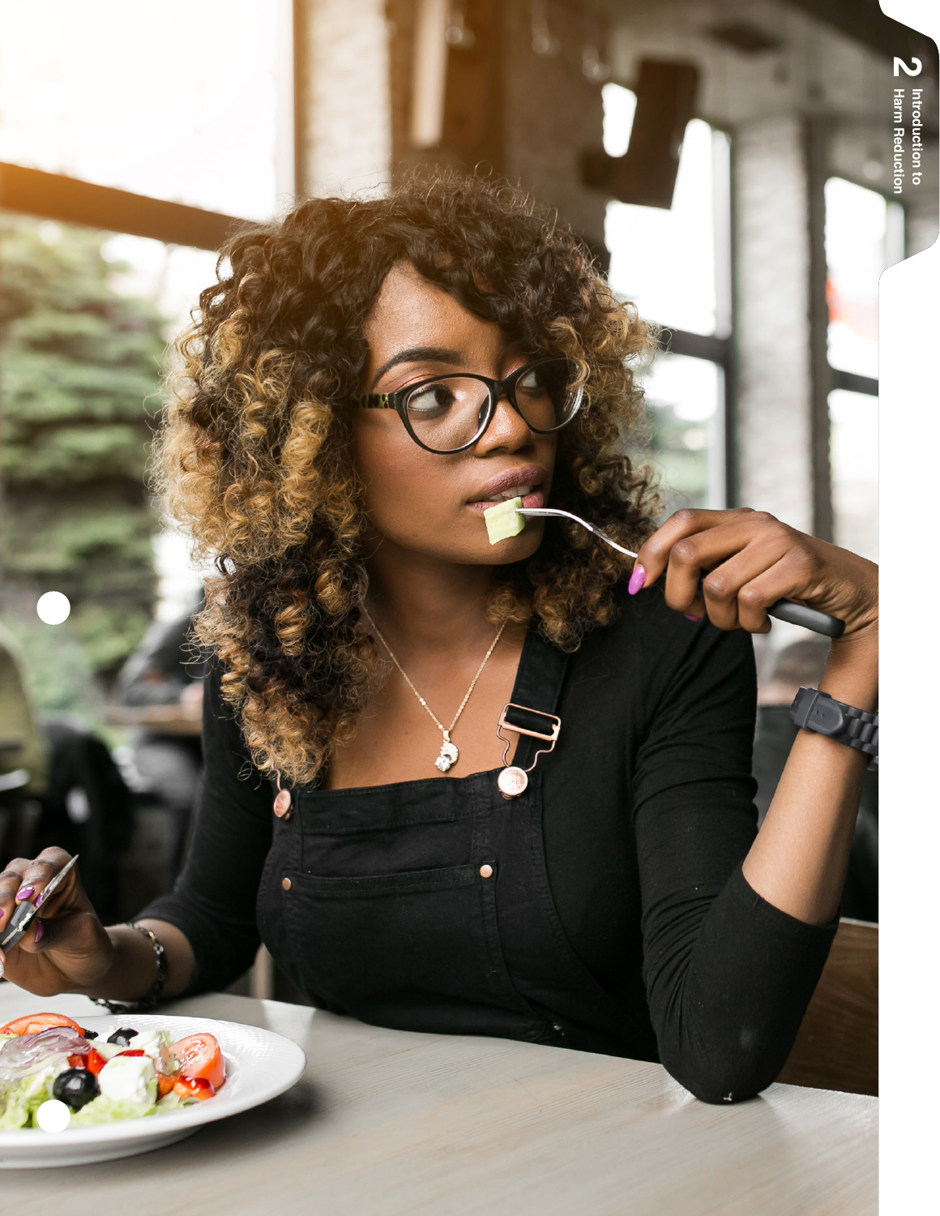# 2 Introduction to Harm Reduction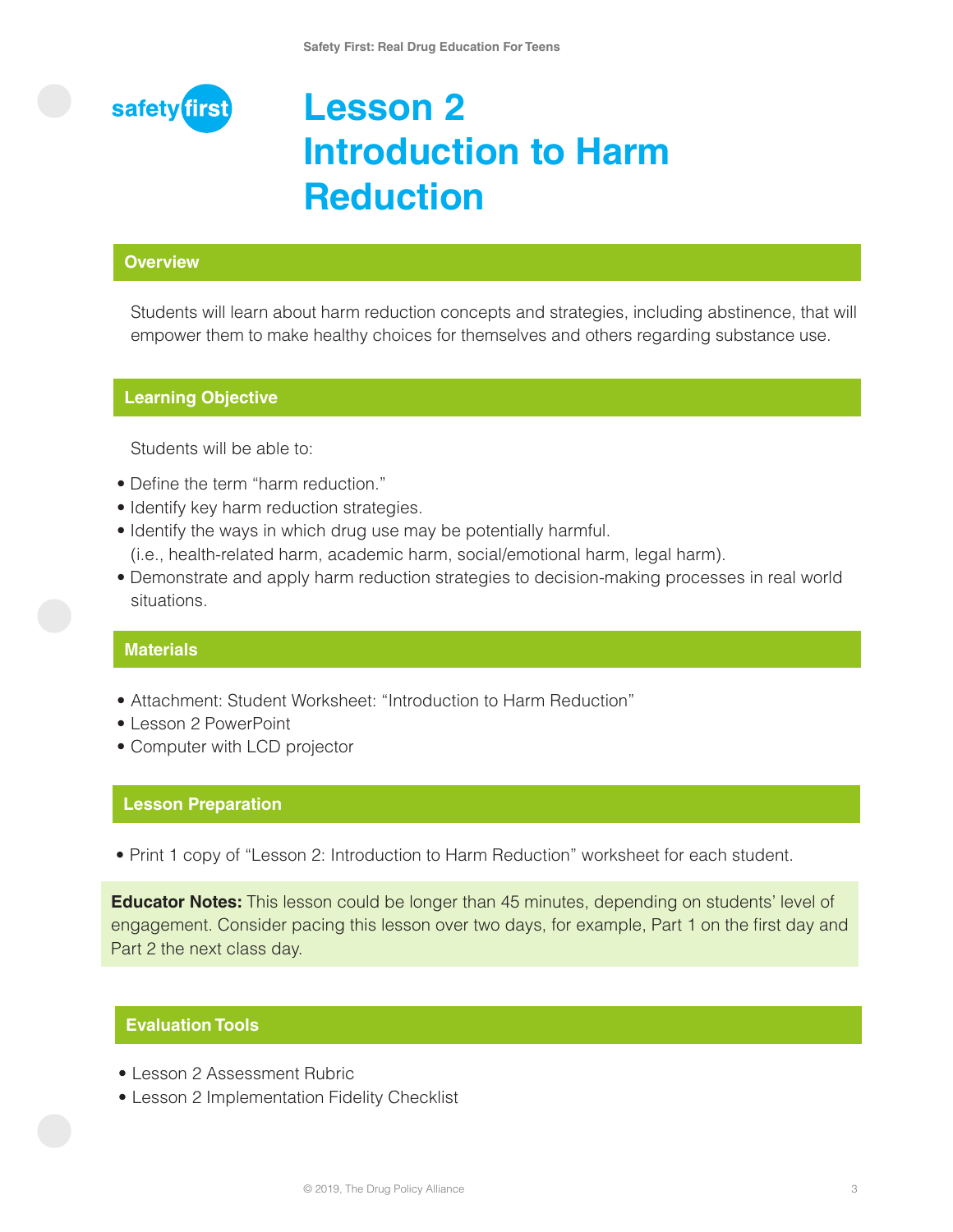# Lesson 2 Introduction to Harm Reduction

## Overview

Students will learn about harm reduction concepts and strategies, including abstinence, that will empower them to make healthy choices for themselves and others regarding substance use.

## Learning Objective

Students will be able to:

- Define the term "harm reduction."
- Identify key harm reduction strategies.
- Identify the ways in which drug use may be potentially harmful. (i.e., health-related harm, academic harm, social/emotional harm, legal harm).
- Demonstrate and apply harm reduction strategies to decision-making processes in real world situations.

## Materials

- Attachment: Student Worksheet: "Introduction to Harm Reduction"
- Lesson 2 PowerPoint
- Computer with LCD projector

## Lesson Preparation

- Print 1 copy of "Lesson 2: Introduction to Harm Reduction" worksheet for each student.

**Educator Notes:** This lesson could be longer than 45 minutes, depending on students' level of engagement. Consider pacing this lesson over two days, for example, Part 1 on the first day and Part 2 the next class day.

## Evaluation Tools

- Lesson 2 Assessment Rubric
- Lesson 2 Implementation Fidelity Checklist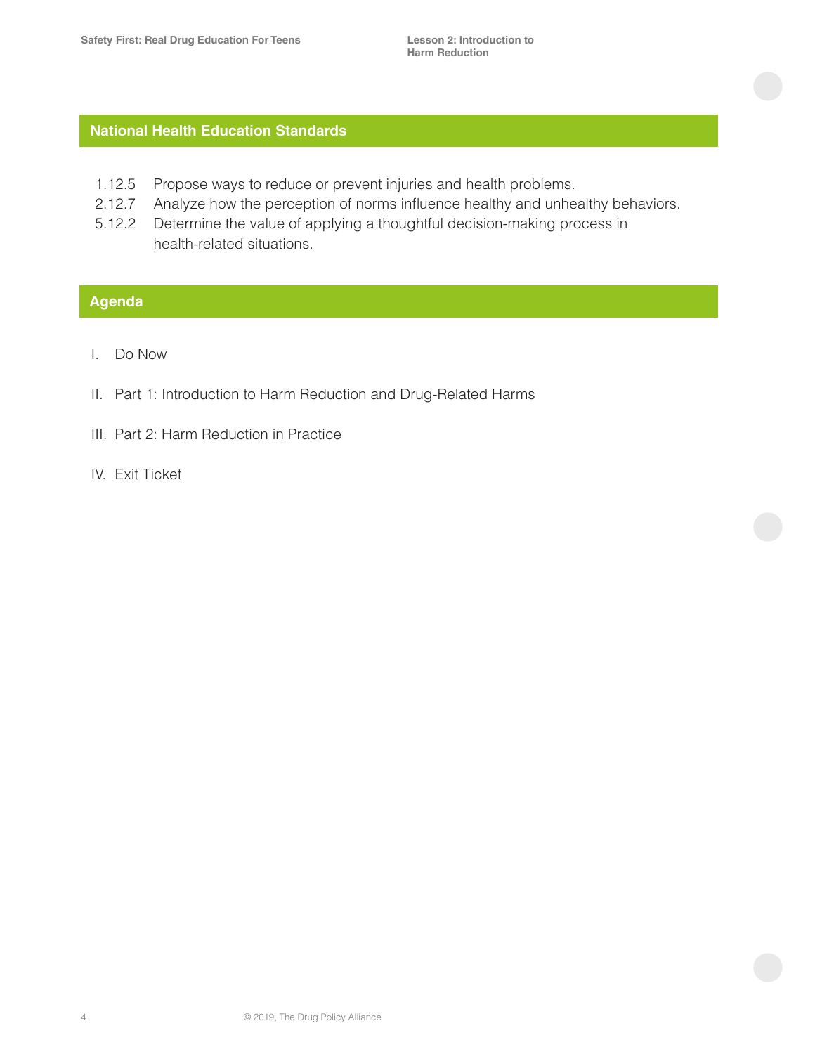## National Health Education Standards

1.12.5 Propose ways to reduce or prevent injuries and health problems.
2.12.7 Analyze how the perception of norms influence healthy and unhealthy behaviors.
5.12.2 Determine the value of applying a thoughtful decision-making process in health-related situations.

## Agenda

I. Do Now

II. Part 1: Introduction to Harm Reduction and Drug-Related Harms

III. Part 2: Harm Reduction in Practice

IV. Exit Ticket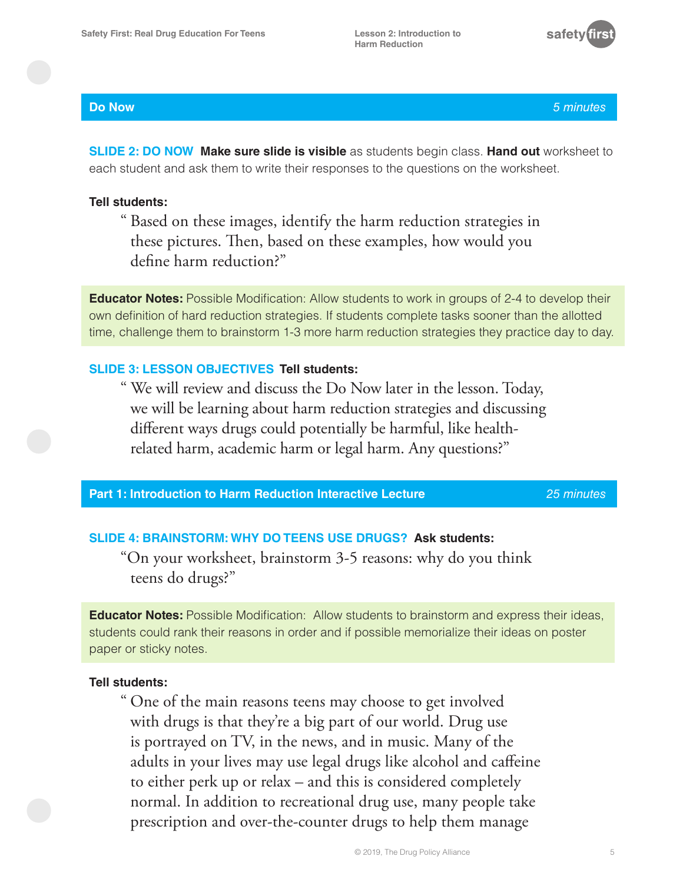## Do Now *5 minutes*

**SLIDE 2: DO NOW** **Make sure slide is visible** as students begin class. **Hand out** worksheet to each student and ask them to write their responses to the questions on the worksheet.

**Tell students:**

> " Based on these images, identify the harm reduction strategies in these pictures. Then, based on these examples, how would you define harm reduction?"

**Educator Notes:** Possible Modification: Allow students to work in groups of 2-4 to develop their own definition of hard reduction strategies. If students complete tasks sooner than the allotted time, challenge them to brainstorm 1-3 more harm reduction strategies they practice day to day.

**SLIDE 3: LESSON OBJECTIVES** **Tell students:**

> " We will review and discuss the Do Now later in the lesson. Today, we will be learning about harm reduction strategies and discussing different ways drugs could potentially be harmful, like health-related harm, academic harm or legal harm. Any questions?"

## Part 1: Introduction to Harm Reduction Interactive Lecture *25 minutes*

**SLIDE 4: BRAINSTORM: WHY DO TEENS USE DRUGS?** **Ask students:**

> "On your worksheet, brainstorm 3-5 reasons: why do you think teens do drugs?"

**Educator Notes:** Possible Modification: Allow students to brainstorm and express their ideas, students could rank their reasons in order and if possible memorialize their ideas on poster paper or sticky notes.

**Tell students:**

> " One of the main reasons teens may choose to get involved with drugs is that they're a big part of our world. Drug use is portrayed on TV, in the news, and in music. Many of the adults in your lives may use legal drugs like alcohol and caffeine to either perk up or relax – and this is considered completely normal. In addition to recreational drug use, many people take prescription and over-the-counter drugs to help them manage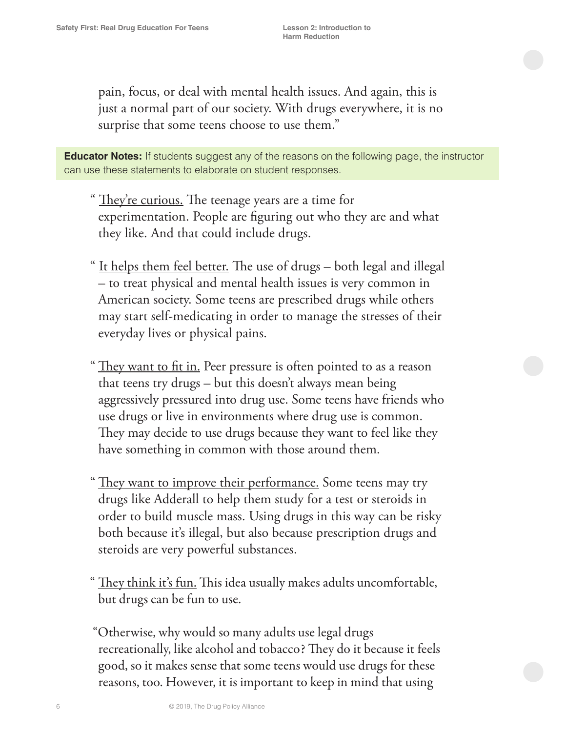pain, focus, or deal with mental health issues. And again, this is just a normal part of our society. With drugs everywhere, it is no surprise that some teens choose to use them."

**Educator Notes:** If students suggest any of the reasons on the following page, the instructor can use these statements to elaborate on student responses.

" They're curious. The teenage years are a time for experimentation. People are figuring out who they are and what they like. And that could include drugs.

" It helps them feel better. The use of drugs – both legal and illegal – to treat physical and mental health issues is very common in American society. Some teens are prescribed drugs while others may start self-medicating in order to manage the stresses of their everyday lives or physical pains.

" They want to fit in. Peer pressure is often pointed to as a reason that teens try drugs – but this doesn't always mean being aggressively pressured into drug use. Some teens have friends who use drugs or live in environments where drug use is common. They may decide to use drugs because they want to feel like they have something in common with those around them.

" They want to improve their performance. Some teens may try drugs like Adderall to help them study for a test or steroids in order to build muscle mass. Using drugs in this way can be risky both because it's illegal, but also because prescription drugs and steroids are very powerful substances.

" They think it's fun. This idea usually makes adults uncomfortable, but drugs can be fun to use.

"Otherwise, why would so many adults use legal drugs recreationally, like alcohol and tobacco? They do it because it feels good, so it makes sense that some teens would use drugs for these reasons, too. However, it is important to keep in mind that using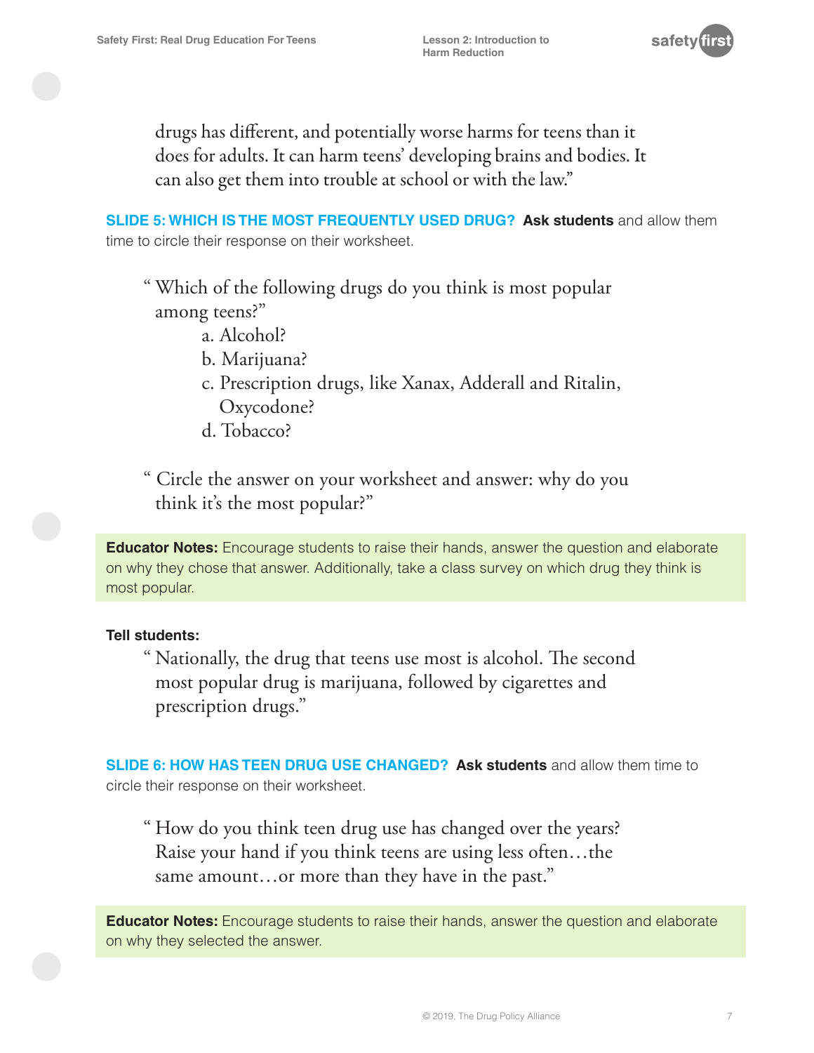drugs has different, and potentially worse harms for teens than it does for adults. It can harm teens' developing brains and bodies. It can also get them into trouble at school or with the law."

**SLIDE 5: WHICH IS THE MOST FREQUENTLY USED DRUG?** **Ask students** and allow them time to circle their response on their worksheet.

> "Which of the following drugs do you think is most popular among teens?"
>
> a. Alcohol?
>
> b. Marijuana?
>
> c. Prescription drugs, like Xanax, Adderall and Ritalin, Oxycodone?
>
> d. Tobacco?

> "Circle the answer on your worksheet and answer: why do you think it's the most popular?"

**Educator Notes:** Encourage students to raise their hands, answer the question and elaborate on why they chose that answer. Additionally, take a class survey on which drug they think is most popular.

**Tell students:**

> "Nationally, the drug that teens use most is alcohol. The second most popular drug is marijuana, followed by cigarettes and prescription drugs."

**SLIDE 6: HOW HAS TEEN DRUG USE CHANGED?** **Ask students** and allow them time to circle their response on their worksheet.

> "How do you think teen drug use has changed over the years? Raise your hand if you think teens are using less often…the same amount…or more than they have in the past."

**Educator Notes:** Encourage students to raise their hands, answer the question and elaborate on why they selected the answer.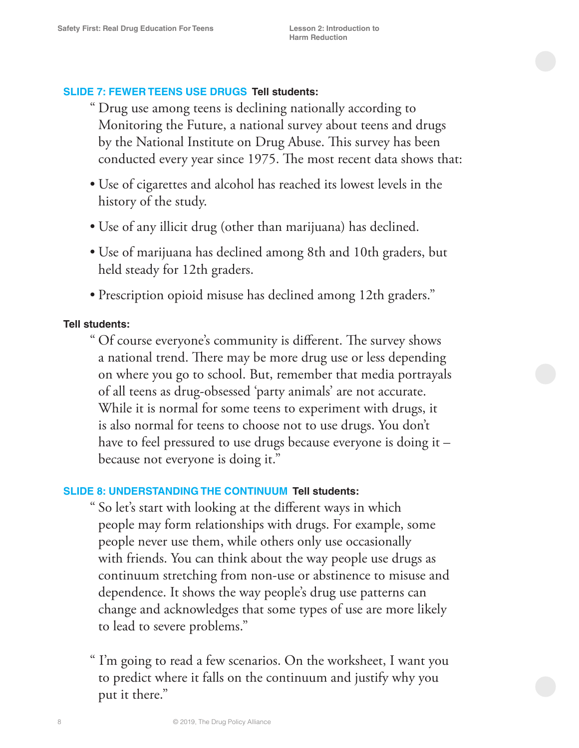**SLIDE 7: FEWER TEENS USE DRUGS** **Tell students:**

> "Drug use among teens is declining nationally according to Monitoring the Future, a national survey about teens and drugs by the National Institute on Drug Abuse. This survey has been conducted every year since 1975. The most recent data shows that:
>
> - Use of cigarettes and alcohol has reached its lowest levels in the history of the study.
> - Use of any illicit drug (other than marijuana) has declined.
> - Use of marijuana has declined among 8th and 10th graders, but held steady for 12th graders.
> - Prescription opioid misuse has declined among 12th graders."

**Tell students:**

> "Of course everyone's community is different. The survey shows a national trend. There may be more drug use or less depending on where you go to school. But, remember that media portrayals of all teens as drug-obsessed 'party animals' are not accurate. While it is normal for some teens to experiment with drugs, it is also normal for teens to choose not to use drugs. You don't have to feel pressured to use drugs because everyone is doing it – because not everyone is doing it."

**SLIDE 8: UNDERSTANDING THE CONTINUUM** **Tell students:**

> "So let's start with looking at the different ways in which people may form relationships with drugs. For example, some people never use them, while others only use occasionally with friends. You can think about the way people use drugs as continuum stretching from non-use or abstinence to misuse and dependence. It shows the way people's drug use patterns can change and acknowledges that some types of use are more likely to lead to severe problems."

> "I'm going to read a few scenarios. On the worksheet, I want you to predict where it falls on the continuum and justify why you put it there."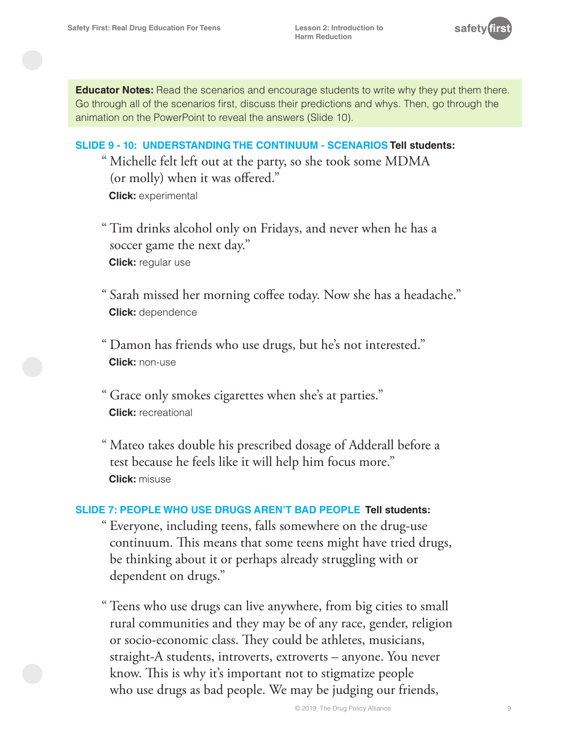**Educator Notes:** Read the scenarios and encourage students to write why they put them there. Go through all of the scenarios first, discuss their predictions and whys. Then, go through the animation on the PowerPoint to reveal the answers (Slide 10).

### SLIDE 9 - 10: UNDERSTANDING THE CONTINUUM - SCENARIOS **Tell students:**

" Michelle felt left out at the party, so she took some MDMA (or molly) when it was offered."

**Click:** experimental

" Tim drinks alcohol only on Fridays, and never when he has a soccer game the next day."

**Click:** regular use

" Sarah missed her morning coffee today. Now she has a headache."

**Click:** dependence

" Damon has friends who use drugs, but he's not interested."

**Click:** non-use

" Grace only smokes cigarettes when she's at parties."

**Click:** recreational

" Mateo takes double his prescribed dosage of Adderall before a test because he feels like it will help him focus more."

**Click:** misuse

### SLIDE 7: PEOPLE WHO USE DRUGS AREN'T BAD PEOPLE **Tell students:**

" Everyone, including teens, falls somewhere on the drug-use continuum. This means that some teens might have tried drugs, be thinking about it or perhaps already struggling with or dependent on drugs."

" Teens who use drugs can live anywhere, from big cities to small rural communities and they may be of any race, gender, religion or socio-economic class. They could be athletes, musicians, straight-A students, introverts, extroverts – anyone. You never know. This is why it's important not to stigmatize people who use drugs as bad people. We may be judging our friends,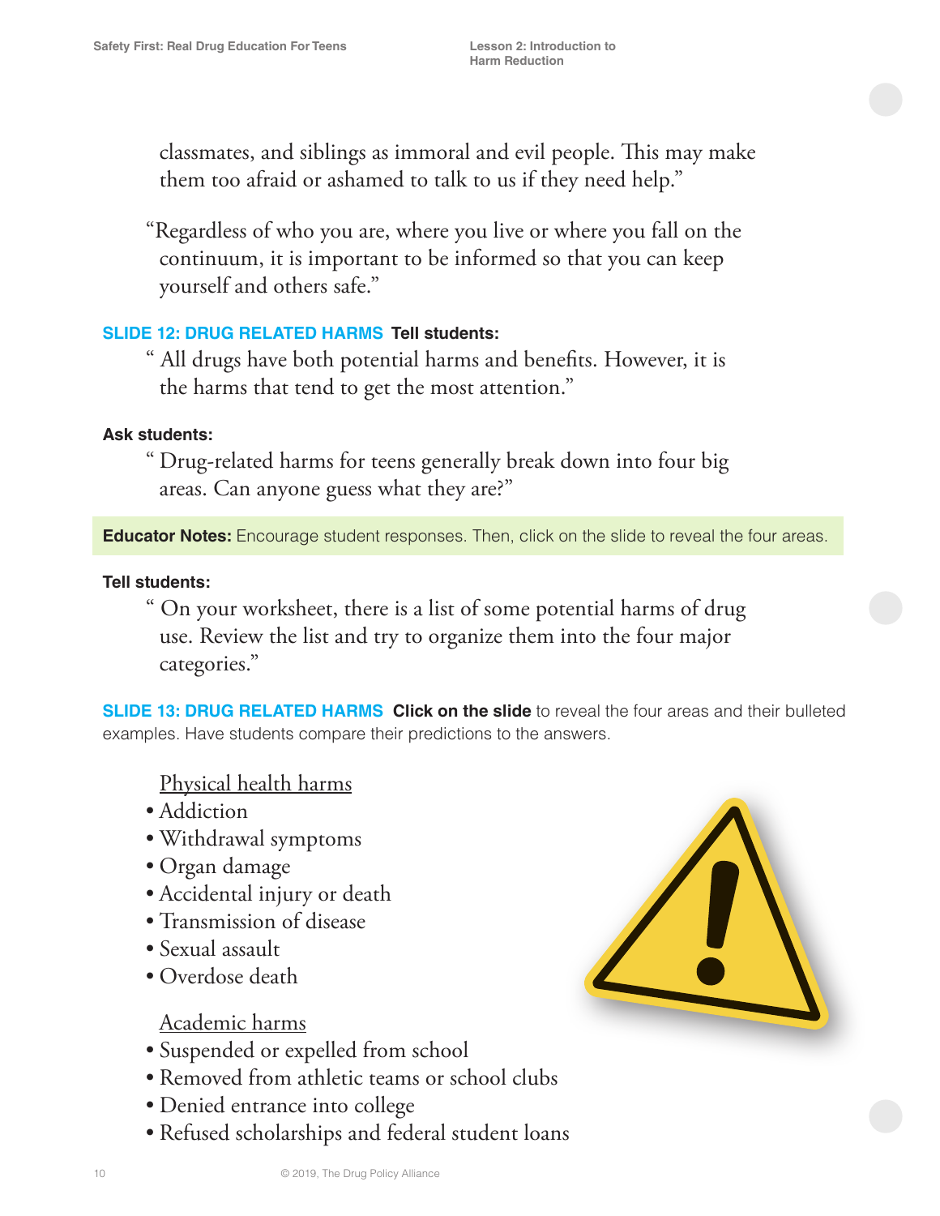classmates, and siblings as immoral and evil people. This may make them too afraid or ashamed to talk to us if they need help."

"Regardless of who you are, where you live or where you fall on the continuum, it is important to be informed so that you can keep yourself and others safe."

**SLIDE 12: DRUG RELATED HARMS** **Tell students:**

" All drugs have both potential harms and benefits. However, it is the harms that tend to get the most attention."

**Ask students:**

" Drug-related harms for teens generally break down into four big areas. Can anyone guess what they are?"

**Educator Notes:** Encourage student responses. Then, click on the slide to reveal the four areas.

**Tell students:**

" On your worksheet, there is a list of some potential harms of drug use. Review the list and try to organize them into the four major categories."

**SLIDE 13: DRUG RELATED HARMS** **Click on the slide** to reveal the four areas and their bulleted examples. Have students compare their predictions to the answers.

<u>Physical health harms</u>

- Addiction
- Withdrawal symptoms
- Organ damage
- Accidental injury or death
- Transmission of disease
- Sexual assault
- Overdose death

<u>Academic harms</u>

- Suspended or expelled from school
- Removed from athletic teams or school clubs
- Denied entrance into college
- Refused scholarships and federal student loans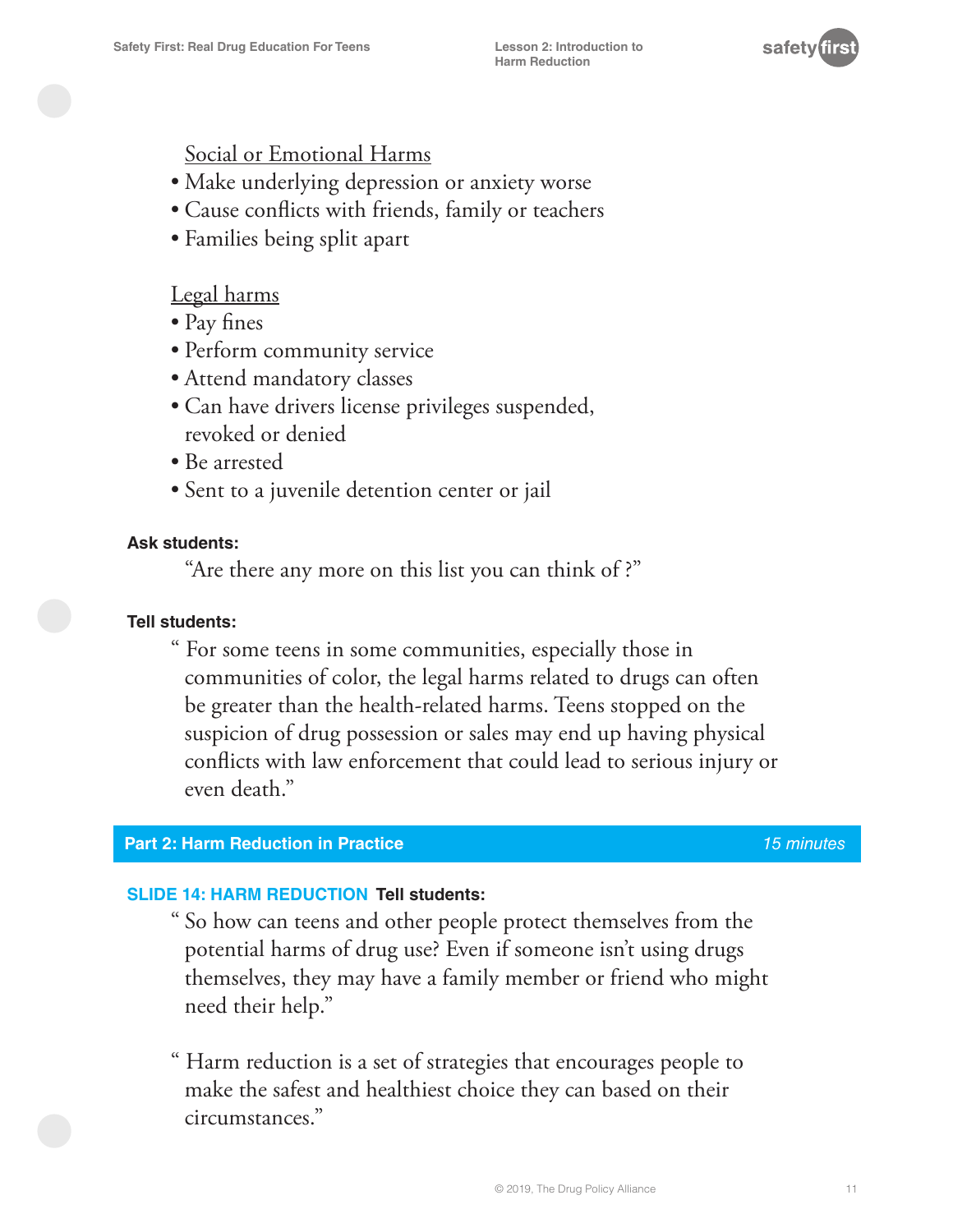<u>Social or Emotional Harms</u>

- Make underlying depression or anxiety worse
- Cause conflicts with friends, family or teachers
- Families being split apart

<u>Legal harms</u>

- Pay fines
- Perform community service
- Attend mandatory classes
- Can have drivers license privileges suspended, revoked or denied
- Be arrested
- Sent to a juvenile detention center or jail

**Ask students:**

"Are there any more on this list you can think of ?"

**Tell students:**

" For some teens in some communities, especially those in communities of color, the legal harms related to drugs can often be greater than the health-related harms. Teens stopped on the suspicion of drug possession or sales may end up having physical conflicts with law enforcement that could lead to serious injury or even death."

## Part 2: Harm Reduction in Practice — *15 minutes*

**SLIDE 14: HARM REDUCTION** **Tell students:**

" So how can teens and other people protect themselves from the potential harms of drug use? Even if someone isn't using drugs themselves, they may have a family member or friend who might need their help."

" Harm reduction is a set of strategies that encourages people to make the safest and healthiest choice they can based on their circumstances."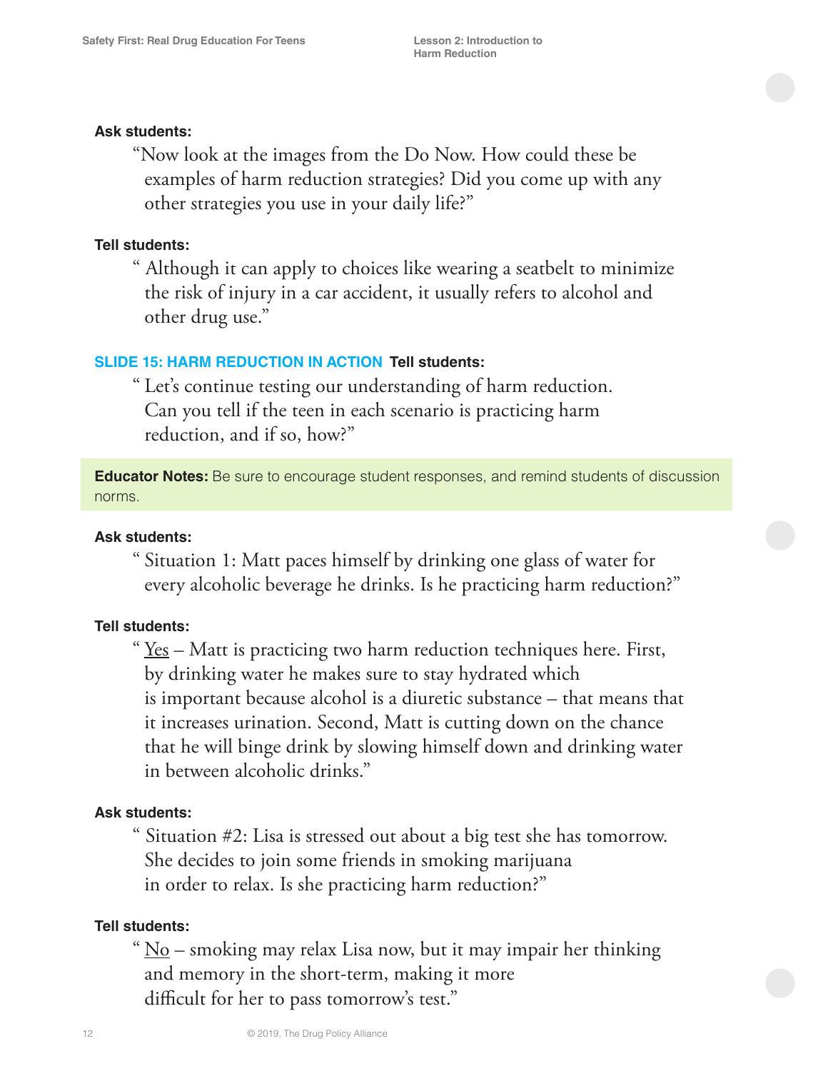**Ask students:**

> "Now look at the images from the Do Now. How could these be examples of harm reduction strategies? Did you come up with any other strategies you use in your daily life?"

**Tell students:**

> " Although it can apply to choices like wearing a seatbelt to minimize the risk of injury in a car accident, it usually refers to alcohol and other drug use."

**SLIDE 15: HARM REDUCTION IN ACTION** **Tell students:**

> " Let's continue testing our understanding of harm reduction. Can you tell if the teen in each scenario is practicing harm reduction, and if so, how?"

**Educator Notes:** Be sure to encourage student responses, and remind students of discussion norms.

**Ask students:**

> " Situation 1: Matt paces himself by drinking one glass of water for every alcoholic beverage he drinks. Is he practicing harm reduction?"

**Tell students:**

> " Yes – Matt is practicing two harm reduction techniques here. First, by drinking water he makes sure to stay hydrated which is important because alcohol is a diuretic substance – that means that it increases urination. Second, Matt is cutting down on the chance that he will binge drink by slowing himself down and drinking water in between alcoholic drinks."

**Ask students:**

> " Situation #2: Lisa is stressed out about a big test she has tomorrow. She decides to join some friends in smoking marijuana in order to relax. Is she practicing harm reduction?"

**Tell students:**

> " No – smoking may relax Lisa now, but it may impair her thinking and memory in the short-term, making it more difficult for her to pass tomorrow's test."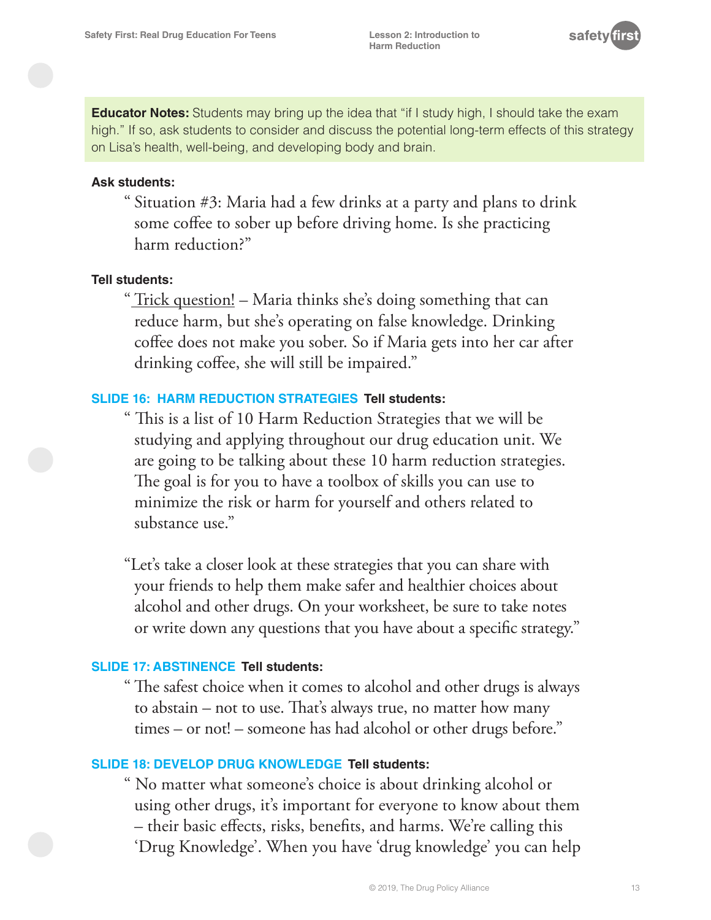**Educator Notes:** Students may bring up the idea that "if I study high, I should take the exam high." If so, ask students to consider and discuss the potential long-term effects of this strategy on Lisa's health, well-being, and developing body and brain.

**Ask students:**

" Situation #3: Maria had a few drinks at a party and plans to drink some coffee to sober up before driving home. Is she practicing harm reduction?"

**Tell students:**

" Trick question! – Maria thinks she's doing something that can reduce harm, but she's operating on false knowledge. Drinking coffee does not make you sober. So if Maria gets into her car after drinking coffee, she will still be impaired."

**SLIDE 16: HARM REDUCTION STRATEGIES** **Tell students:**

" This is a list of 10 Harm Reduction Strategies that we will be studying and applying throughout our drug education unit. We are going to be talking about these 10 harm reduction strategies. The goal is for you to have a toolbox of skills you can use to minimize the risk or harm for yourself and others related to substance use."

"Let's take a closer look at these strategies that you can share with your friends to help them make safer and healthier choices about alcohol and other drugs. On your worksheet, be sure to take notes or write down any questions that you have about a specific strategy."

**SLIDE 17: ABSTINENCE** **Tell students:**

" The safest choice when it comes to alcohol and other drugs is always to abstain – not to use. That's always true, no matter how many times – or not! – someone has had alcohol or other drugs before."

**SLIDE 18: DEVELOP DRUG KNOWLEDGE** **Tell students:**

" No matter what someone's choice is about drinking alcohol or using other drugs, it's important for everyone to know about them – their basic effects, risks, benefits, and harms. We're calling this 'Drug Knowledge'. When you have 'drug knowledge' you can help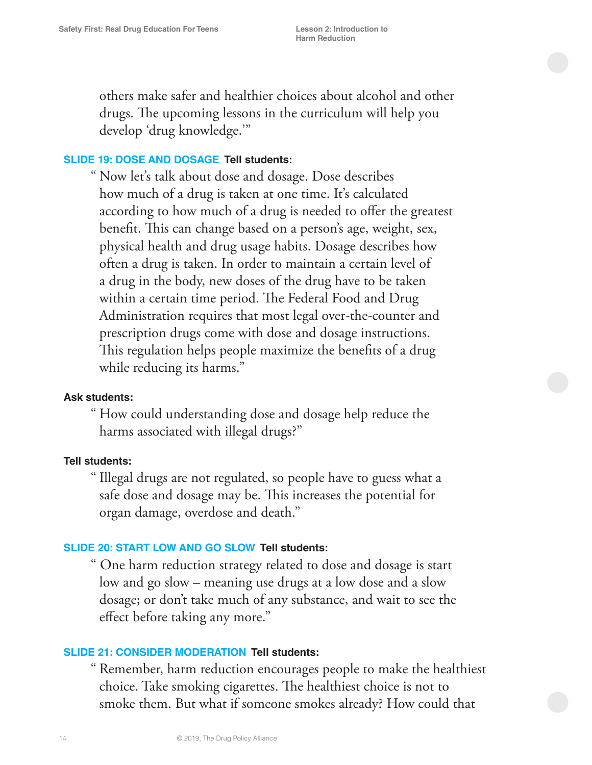others make safer and healthier choices about alcohol and other drugs. The upcoming lessons in the curriculum will help you develop 'drug knowledge.'"

**SLIDE 19: DOSE AND DOSAGE** **Tell students:**

"Now let's talk about dose and dosage. Dose describes how much of a drug is taken at one time. It's calculated according to how much of a drug is needed to offer the greatest benefit. This can change based on a person's age, weight, sex, physical health and drug usage habits. Dosage describes how often a drug is taken. In order to maintain a certain level of a drug in the body, new doses of the drug have to be taken within a certain time period. The Federal Food and Drug Administration requires that most legal over-the-counter and prescription drugs come with dose and dosage instructions. This regulation helps people maximize the benefits of a drug while reducing its harms."

**Ask students:**

"How could understanding dose and dosage help reduce the harms associated with illegal drugs?"

**Tell students:**

"Illegal drugs are not regulated, so people have to guess what a safe dose and dosage may be. This increases the potential for organ damage, overdose and death."

**SLIDE 20: START LOW AND GO SLOW** **Tell students:**

"One harm reduction strategy related to dose and dosage is start low and go slow – meaning use drugs at a low dose and a slow dosage; or don't take much of any substance, and wait to see the effect before taking any more."

**SLIDE 21: CONSIDER MODERATION** **Tell students:**

"Remember, harm reduction encourages people to make the healthiest choice. Take smoking cigarettes. The healthiest choice is not to smoke them. But what if someone smokes already? How could that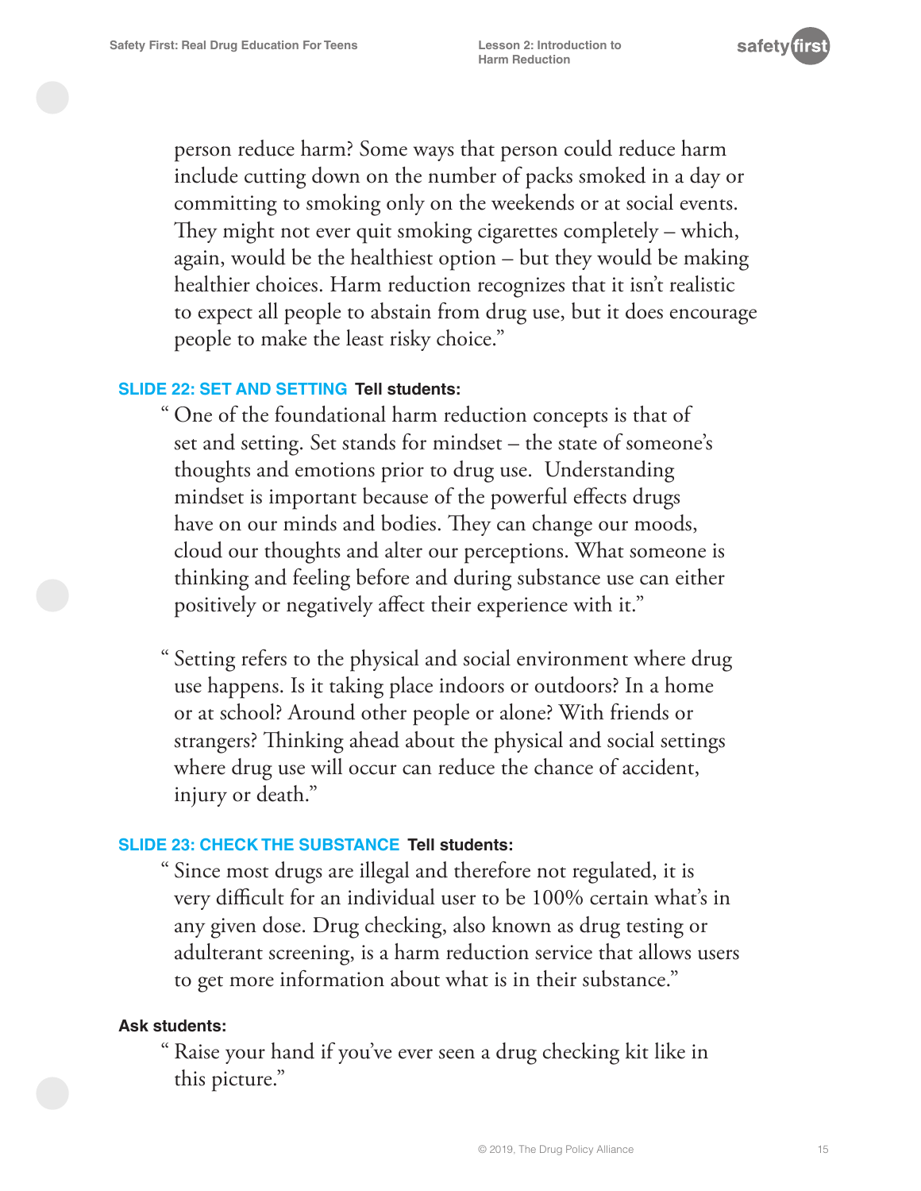person reduce harm? Some ways that person could reduce harm include cutting down on the number of packs smoked in a day or committing to smoking only on the weekends or at social events. They might not ever quit smoking cigarettes completely – which, again, would be the healthiest option – but they would be making healthier choices. Harm reduction recognizes that it isn't realistic to expect all people to abstain from drug use, but it does encourage people to make the least risky choice."

**SLIDE 22: SET AND SETTING** **Tell students:**

" One of the foundational harm reduction concepts is that of set and setting. Set stands for mindset – the state of someone's thoughts and emotions prior to drug use. Understanding mindset is important because of the powerful effects drugs have on our minds and bodies. They can change our moods, cloud our thoughts and alter our perceptions. What someone is thinking and feeling before and during substance use can either positively or negatively affect their experience with it."

" Setting refers to the physical and social environment where drug use happens. Is it taking place indoors or outdoors? In a home or at school? Around other people or alone? With friends or strangers? Thinking ahead about the physical and social settings where drug use will occur can reduce the chance of accident, injury or death."

**SLIDE 23: CHECK THE SUBSTANCE** **Tell students:**

" Since most drugs are illegal and therefore not regulated, it is very difficult for an individual user to be 100% certain what's in any given dose. Drug checking, also known as drug testing or adulterant screening, is a harm reduction service that allows users to get more information about what is in their substance."

**Ask students:**

" Raise your hand if you've ever seen a drug checking kit like in this picture."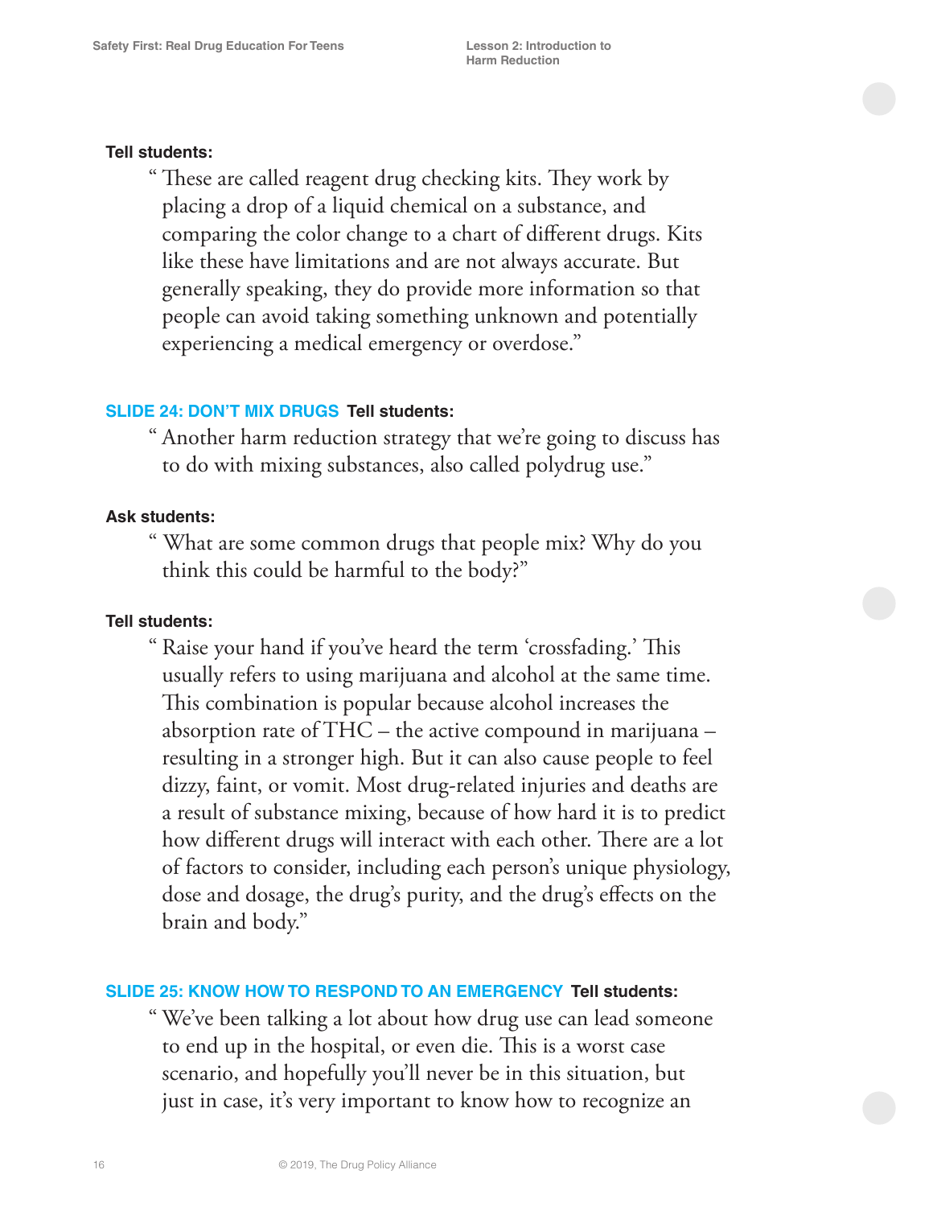**Tell students:**

> "These are called reagent drug checking kits. They work by placing a drop of a liquid chemical on a substance, and comparing the color change to a chart of different drugs. Kits like these have limitations and are not always accurate. But generally speaking, they do provide more information so that people can avoid taking something unknown and potentially experiencing a medical emergency or overdose."

**SLIDE 24: DON'T MIX DRUGS** **Tell students:**

> "Another harm reduction strategy that we're going to discuss has to do with mixing substances, also called polydrug use."

**Ask students:**

> "What are some common drugs that people mix? Why do you think this could be harmful to the body?"

**Tell students:**

> "Raise your hand if you've heard the term 'crossfading.' This usually refers to using marijuana and alcohol at the same time. This combination is popular because alcohol increases the absorption rate of THC – the active compound in marijuana – resulting in a stronger high. But it can also cause people to feel dizzy, faint, or vomit. Most drug-related injuries and deaths are a result of substance mixing, because of how hard it is to predict how different drugs will interact with each other. There are a lot of factors to consider, including each person's unique physiology, dose and dosage, the drug's purity, and the drug's effects on the brain and body."

**SLIDE 25: KNOW HOW TO RESPOND TO AN EMERGENCY** **Tell students:**

> "We've been talking a lot about how drug use can lead someone to end up in the hospital, or even die. This is a worst case scenario, and hopefully you'll never be in this situation, but just in case, it's very important to know how to recognize an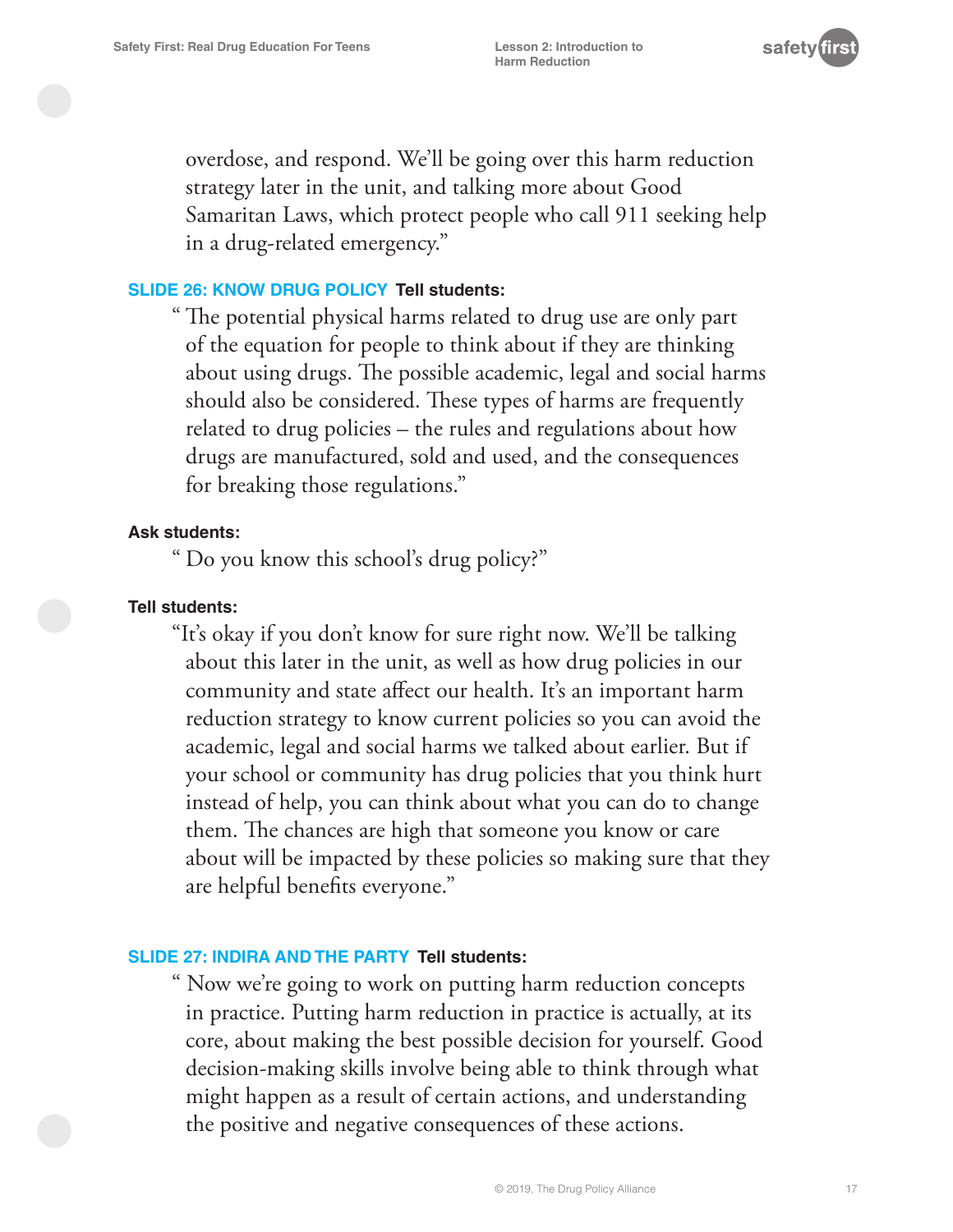overdose, and respond. We'll be going over this harm reduction strategy later in the unit, and talking more about Good Samaritan Laws, which protect people who call 911 seeking help in a drug-related emergency."

**SLIDE 26: KNOW DRUG POLICY** **Tell students:**

"The potential physical harms related to drug use are only part of the equation for people to think about if they are thinking about using drugs. The possible academic, legal and social harms should also be considered. These types of harms are frequently related to drug policies – the rules and regulations about how drugs are manufactured, sold and used, and the consequences for breaking those regulations."

**Ask students:**

"Do you know this school's drug policy?"

**Tell students:**

"It's okay if you don't know for sure right now. We'll be talking about this later in the unit, as well as how drug policies in our community and state affect our health. It's an important harm reduction strategy to know current policies so you can avoid the academic, legal and social harms we talked about earlier. But if your school or community has drug policies that you think hurt instead of help, you can think about what you can do to change them. The chances are high that someone you know or care about will be impacted by these policies so making sure that they are helpful benefits everyone."

**SLIDE 27: INDIRA AND THE PARTY** **Tell students:**

"Now we're going to work on putting harm reduction concepts in practice. Putting harm reduction in practice is actually, at its core, about making the best possible decision for yourself. Good decision-making skills involve being able to think through what might happen as a result of certain actions, and understanding the positive and negative consequences of these actions.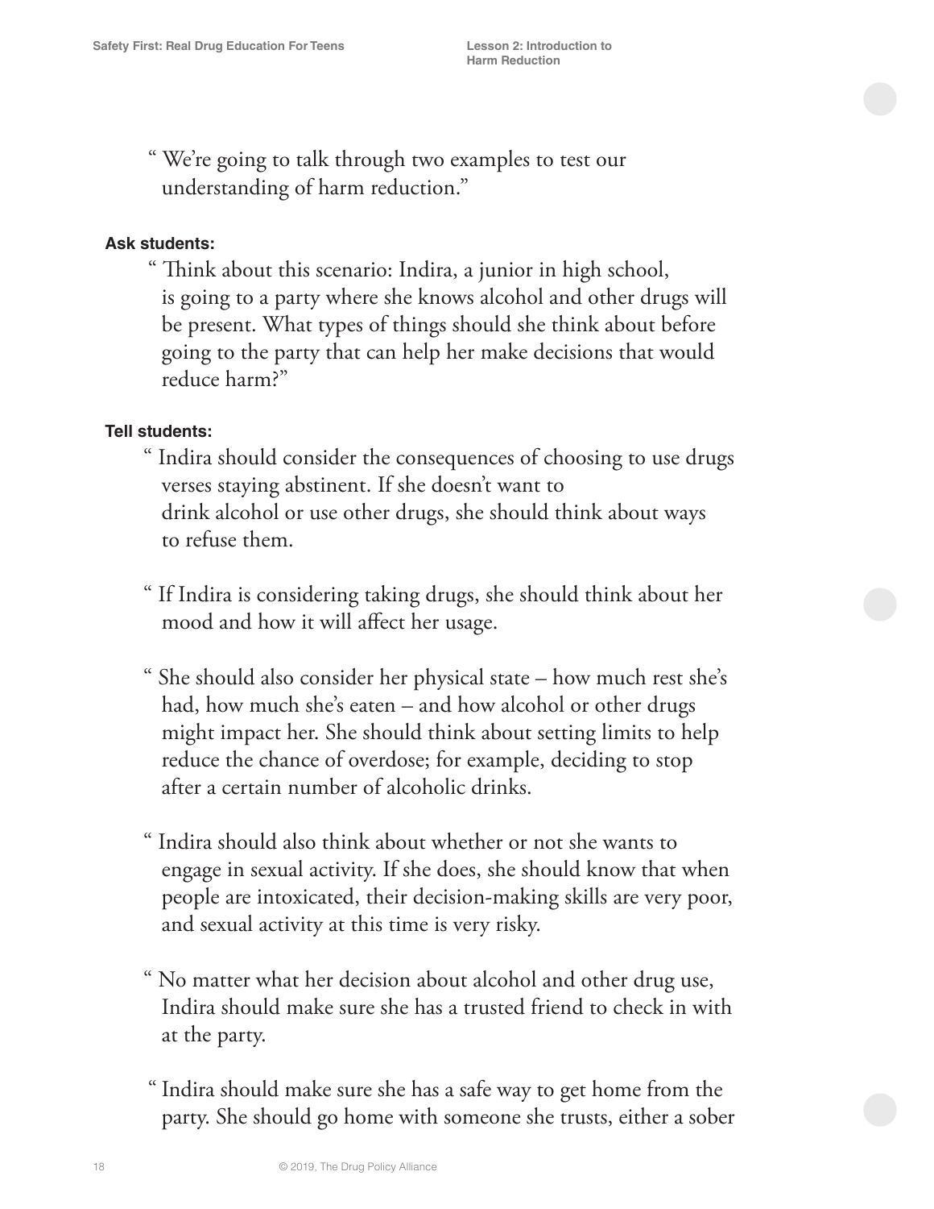“ We're going to talk through two examples to test our understanding of harm reduction.”

**Ask students:**

“ Think about this scenario: Indira, a junior in high school, is going to a party where she knows alcohol and other drugs will be present. What types of things should she think about before going to the party that can help her make decisions that would reduce harm?”

**Tell students:**

“ Indira should consider the consequences of choosing to use drugs verses staying abstinent. If she doesn't want to drink alcohol or use other drugs, she should think about ways to refuse them.

“ If Indira is considering taking drugs, she should think about her mood and how it will affect her usage.

“ She should also consider her physical state – how much rest she's had, how much she's eaten – and how alcohol or other drugs might impact her. She should think about setting limits to help reduce the chance of overdose; for example, deciding to stop after a certain number of alcoholic drinks.

“ Indira should also think about whether or not she wants to engage in sexual activity. If she does, she should know that when people are intoxicated, their decision-making skills are very poor, and sexual activity at this time is very risky.

“ No matter what her decision about alcohol and other drug use, Indira should make sure she has a trusted friend to check in with at the party.

“ Indira should make sure she has a safe way to get home from the party. She should go home with someone she trusts, either a sober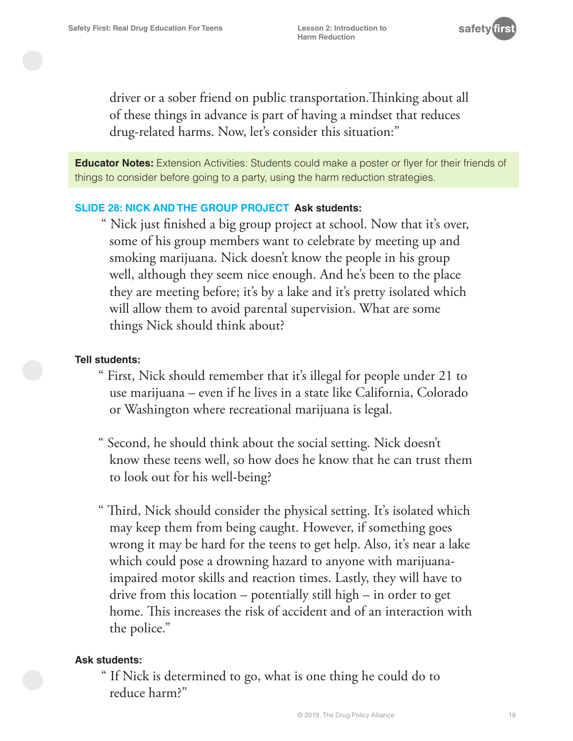driver or a sober friend on public transportation. Thinking about all of these things in advance is part of having a mindset that reduces drug-related harms. Now, let's consider this situation:"

**Educator Notes:** Extension Activities: Students could make a poster or flyer for their friends of things to consider before going to a party, using the harm reduction strategies.

**SLIDE 28: NICK AND THE GROUP PROJECT** **Ask students:**

" Nick just finished a big group project at school. Now that it's over, some of his group members want to celebrate by meeting up and smoking marijuana. Nick doesn't know the people in his group well, although they seem nice enough. And he's been to the place they are meeting before; it's by a lake and it's pretty isolated which will allow them to avoid parental supervision. What are some things Nick should think about?

**Tell students:**

" First, Nick should remember that it's illegal for people under 21 to use marijuana – even if he lives in a state like California, Colorado or Washington where recreational marijuana is legal.

" Second, he should think about the social setting. Nick doesn't know these teens well, so how does he know that he can trust them to look out for his well-being?

" Third, Nick should consider the physical setting. It's isolated which may keep them from being caught. However, if something goes wrong it may be hard for the teens to get help. Also, it's near a lake which could pose a drowning hazard to anyone with marijuana-impaired motor skills and reaction times. Lastly, they will have to drive from this location – potentially still high – in order to get home. This increases the risk of accident and of an interaction with the police."

**Ask students:**

" If Nick is determined to go, what is one thing he could do to reduce harm?"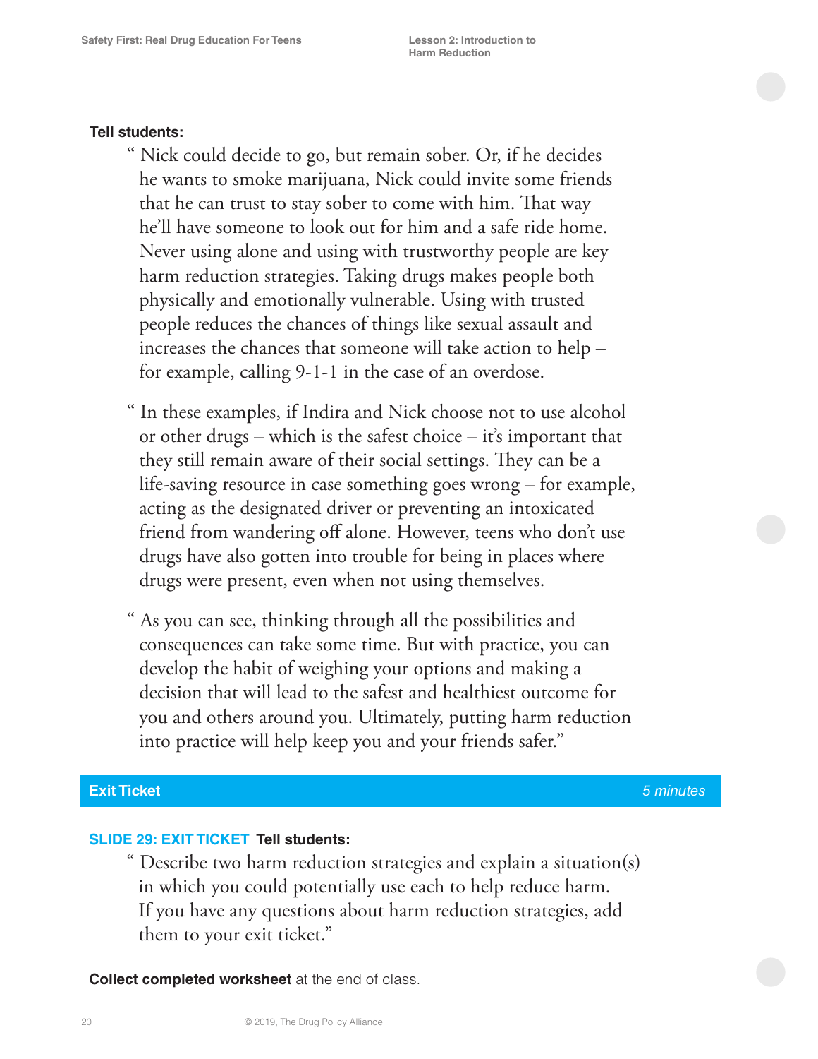**Tell students:**

> " Nick could decide to go, but remain sober. Or, if he decides he wants to smoke marijuana, Nick could invite some friends that he can trust to stay sober to come with him. That way he'll have someone to look out for him and a safe ride home. Never using alone and using with trustworthy people are key harm reduction strategies. Taking drugs makes people both physically and emotionally vulnerable. Using with trusted people reduces the chances of things like sexual assault and increases the chances that someone will take action to help – for example, calling 9-1-1 in the case of an overdose.

> " In these examples, if Indira and Nick choose not to use alcohol or other drugs – which is the safest choice – it's important that they still remain aware of their social settings. They can be a life-saving resource in case something goes wrong – for example, acting as the designated driver or preventing an intoxicated friend from wandering off alone. However, teens who don't use drugs have also gotten into trouble for being in places where drugs were present, even when not using themselves.

> " As you can see, thinking through all the possibilities and consequences can take some time. But with practice, you can develop the habit of weighing your options and making a decision that will lead to the safest and healthiest outcome for you and others around you. Ultimately, putting harm reduction into practice will help keep you and your friends safer."

## Exit Ticket *5 minutes*

**SLIDE 29: EXIT TICKET** **Tell students:**

> " Describe two harm reduction strategies and explain a situation(s) in which you could potentially use each to help reduce harm. If you have any questions about harm reduction strategies, add them to your exit ticket."

**Collect completed worksheet** at the end of class.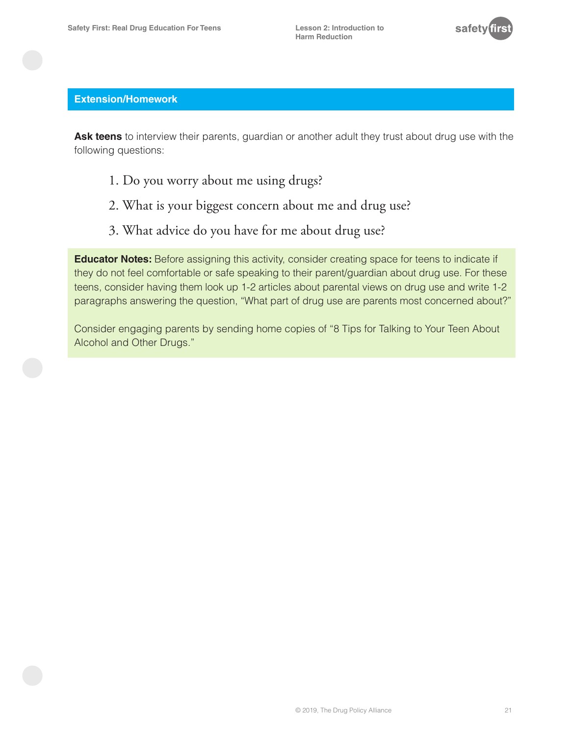## Extension/Homework

**Ask teens** to interview their parents, guardian or another adult they trust about drug use with the following questions:

1. Do you worry about me using drugs?
2. What is your biggest concern about me and drug use?
3. What advice do you have for me about drug use?

**Educator Notes:** Before assigning this activity, consider creating space for teens to indicate if they do not feel comfortable or safe speaking to their parent/guardian about drug use. For these teens, consider having them look up 1-2 articles about parental views on drug use and write 1-2 paragraphs answering the question, "What part of drug use are parents most concerned about?"

Consider engaging parents by sending home copies of "8 Tips for Talking to Your Teen About Alcohol and Other Drugs."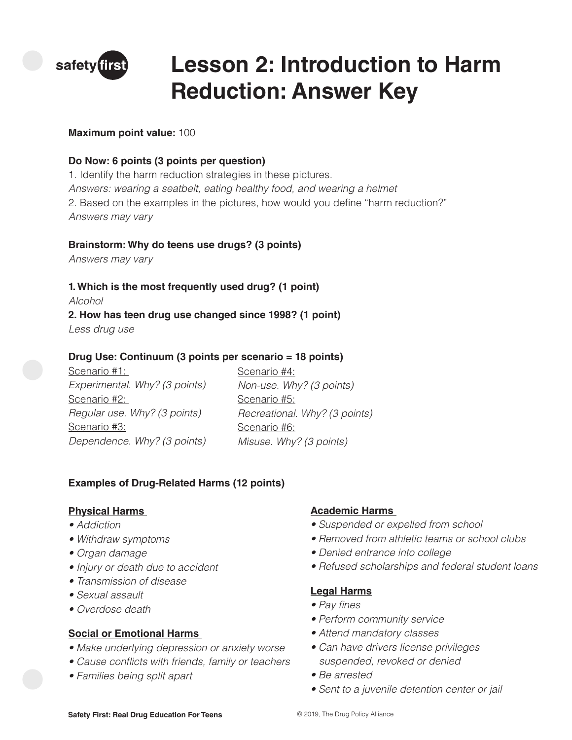# Lesson 2: Introduction to Harm Reduction: Answer Key

**Maximum point value:** 100

**Do Now: 6 points (3 points per question)**

1. Identify the harm reduction strategies in these pictures.

*Answers: wearing a seatbelt, eating healthy food, and wearing a helmet*

2. Based on the examples in the pictures, how would you define "harm reduction?"

*Answers may vary*

**Brainstorm: Why do teens use drugs? (3 points)**

*Answers may vary*

**1. Which is the most frequently used drug? (1 point)**

*Alcohol*

**2. How has teen drug use changed since 1998? (1 point)**

*Less drug use*

**Drug Use: Continuum (3 points per scenario = 18 points)**

Scenario #1:
*Experimental. Why? (3 points)*

Scenario #2:
*Regular use. Why? (3 points)*

Scenario #3:
*Dependence. Why? (3 points)*

Scenario #4:
*Non-use. Why? (3 points)*

Scenario #5:
*Recreational. Why? (3 points)*

Scenario #6:
*Misuse. Why? (3 points)*

**Examples of Drug-Related Harms (12 points)**

**Physical Harms**

- *Addiction*
- *Withdraw symptoms*
- *Organ damage*
- *Injury or death due to accident*
- *Transmission of disease*
- *Sexual assault*
- *Overdose death*

**Social or Emotional Harms**

- *Make underlying depression or anxiety worse*
- *Cause conflicts with friends, family or teachers*
- *Families being split apart*

**Academic Harms**

- *Suspended or expelled from school*
- *Removed from athletic teams or school clubs*
- *Denied entrance into college*
- *Refused scholarships and federal student loans*

**Legal Harms**

- *Pay fines*
- *Perform community service*
- *Attend mandatory classes*
- *Can have drivers license privileges suspended, revoked or denied*
- *Be arrested*
- *Sent to a juvenile detention center or jail*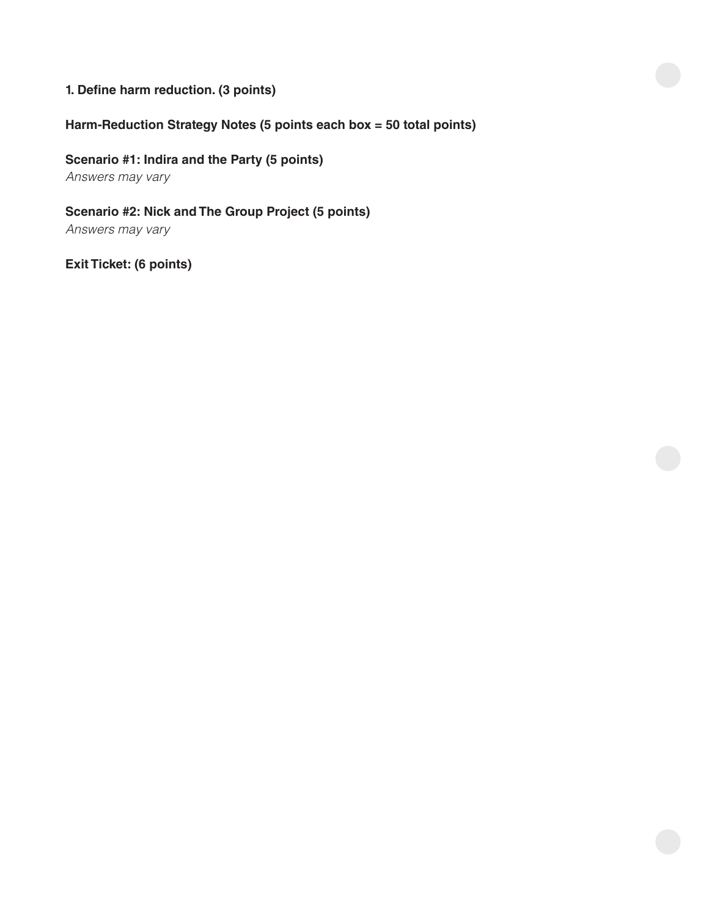**1. Define harm reduction. (3 points)**

**Harm-Reduction Strategy Notes (5 points each box = 50 total points)**

**Scenario #1: Indira and the Party (5 points)**
*Answers may vary*

**Scenario #2: Nick and The Group Project (5 points)**
*Answers may vary*

**Exit Ticket: (6 points)**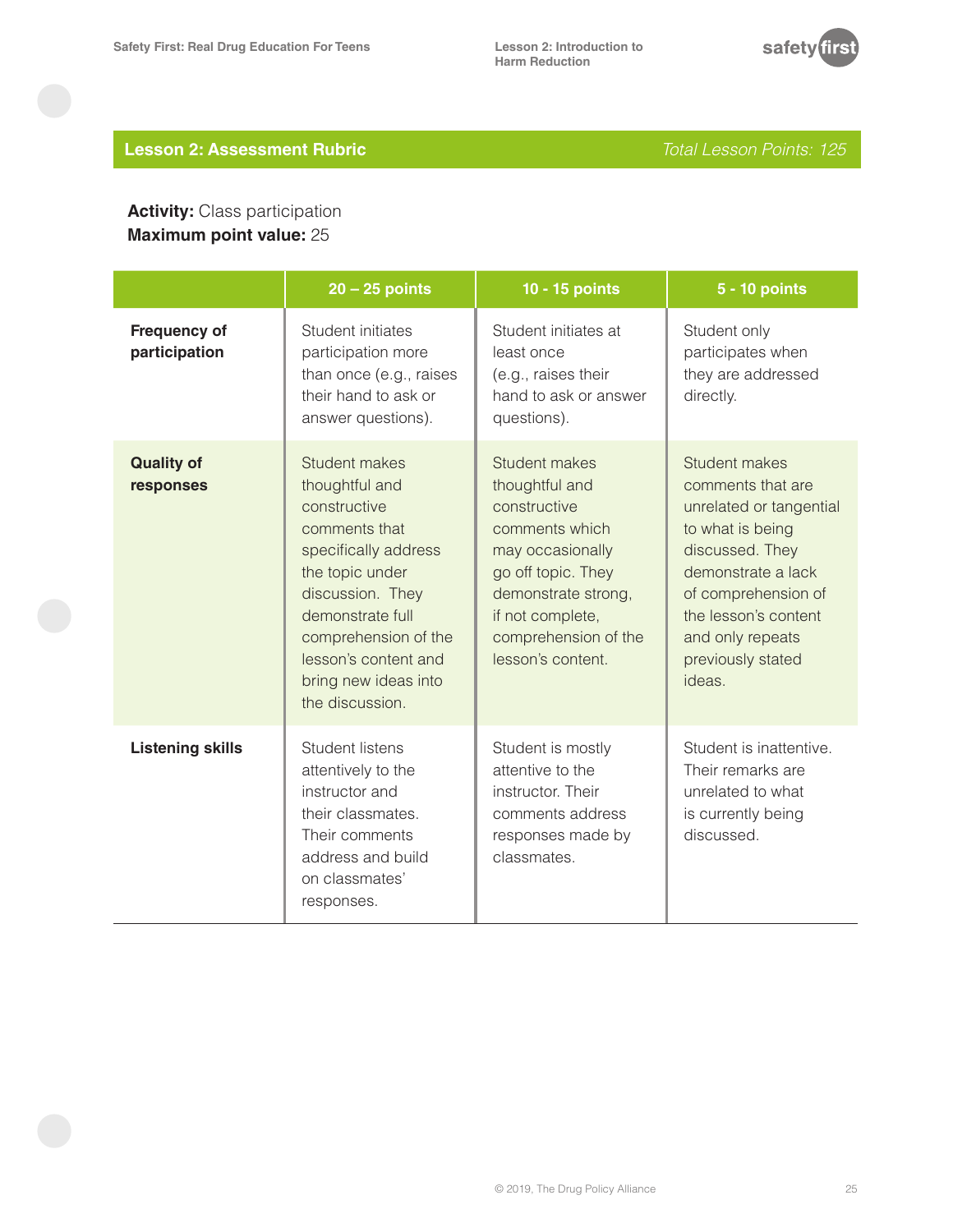## Lesson 2: Assessment Rubric

*Total Lesson Points: 125*

**Activity:** Class participation
**Maximum point value:** 25

| | 20 – 25 points | 10 - 15 points | 5 - 10 points |
|---|---|---|---|
| **Frequency of participation** | Student initiates participation more than once (e.g., raises their hand to ask or answer questions). | Student initiates at least once (e.g., raises their hand to ask or answer questions). | Student only participates when they are addressed directly. |
| **Quality of responses** | Student makes thoughtful and constructive comments that specifically address the topic under discussion. They demonstrate full comprehension of the lesson's content and bring new ideas into the discussion. | Student makes thoughtful and constructive comments which may occasionally go off topic. They demonstrate strong, if not complete, comprehension of the lesson's content. | Student makes comments that are unrelated or tangential to what is being discussed. They demonstrate a lack of comprehension of the lesson's content and only repeats previously stated ideas. |
| **Listening skills** | Student listens attentively to the instructor and their classmates. Their comments address and build on classmates' responses. | Student is mostly attentive to the instructor. Their comments address responses made by classmates. | Student is inattentive. Their remarks are unrelated to what is currently being discussed. |

© 2019, The Drug Policy Alliance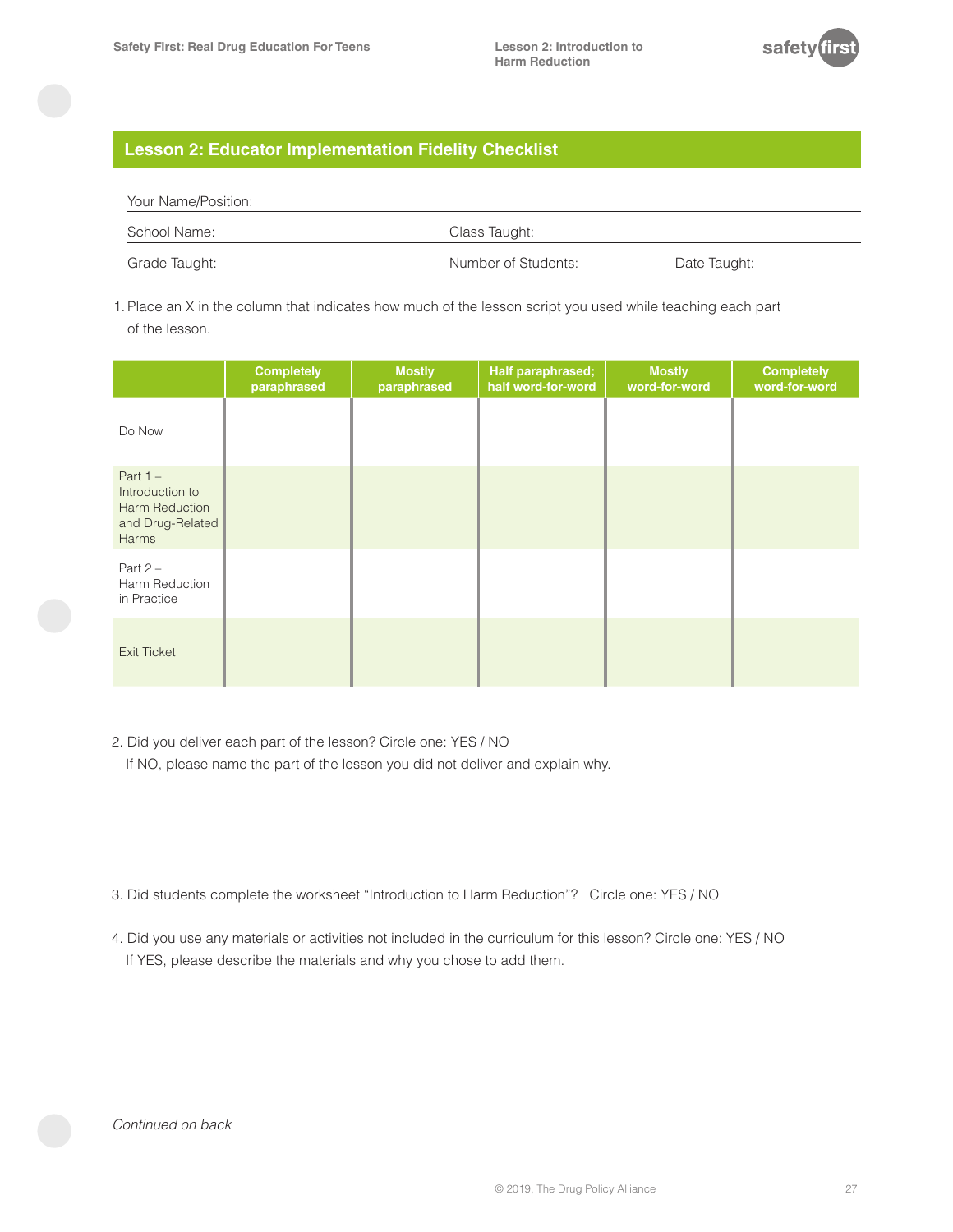## Lesson 2: Educator Implementation Fidelity Checklist

Your Name/Position:

School Name: Class Taught:

Grade Taught: Number of Students: Date Taught:

1. Place an X in the column that indicates how much of the lesson script you used while teaching each part of the lesson.

| | Completely paraphrased | Mostly paraphrased | Half paraphrased; half word-for-word | Mostly word-for-word | Completely word-for-word |
|---|---|---|---|---|---|
| Do Now | | | | | |
| Part 1 – Introduction to Harm Reduction and Drug-Related Harms | | | | | |
| Part 2 – Harm Reduction in Practice | | | | | |
| Exit Ticket | | | | | |

2. Did you deliver each part of the lesson? Circle one: YES / NO
   If NO, please name the part of the lesson you did not deliver and explain why.

3. Did students complete the worksheet "Introduction to Harm Reduction"? Circle one: YES / NO

4. Did you use any materials or activities not included in the curriculum for this lesson? Circle one: YES / NO
   If YES, please describe the materials and why you chose to add them.

*Continued on back*

© 2019, The Drug Policy Alliance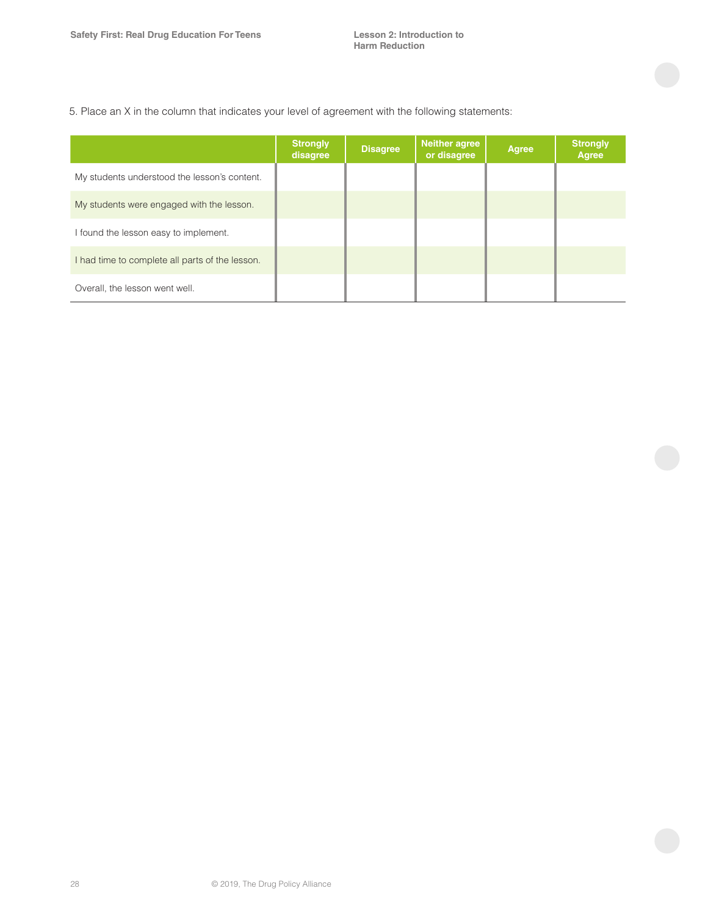5. Place an X in the column that indicates your level of agreement with the following statements:

| | Strongly disagree | Disagree | Neither agree or disagree | Agree | Strongly Agree |
|---|---|---|---|---|---|
| My students understood the lesson's content. | | | | | |
| My students were engaged with the lesson. | | | | | |
| I found the lesson easy to implement. | | | | | |
| I had time to complete all parts of the lesson. | | | | | |
| Overall, the lesson went well. | | | | | |